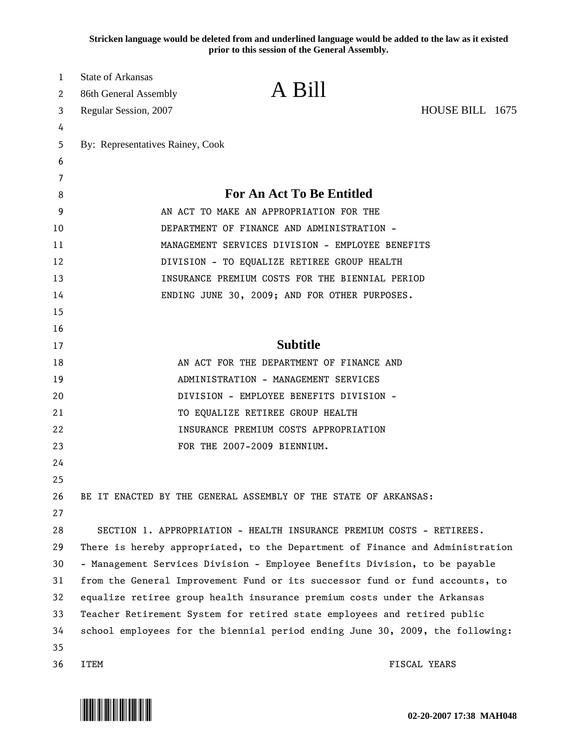Stricken language would be deleted from and underlined language would be added to the law as it existed prior to this session of the General Assembly.

State of Arkansas
86th General Assembly
Regular Session, 2007

# A Bill

HOUSE BILL 1675

By: Representatives Rainey, Cook

## For An Act To Be Entitled

AN ACT TO MAKE AN APPROPRIATION FOR THE DEPARTMENT OF FINANCE AND ADMINISTRATION - MANAGEMENT SERVICES DIVISION - EMPLOYEE BENEFITS DIVISION - TO EQUALIZE RETIREE GROUP HEALTH INSURANCE PREMIUM COSTS FOR THE BIENNIAL PERIOD ENDING JUNE 30, 2009; AND FOR OTHER PURPOSES.

## Subtitle

AN ACT FOR THE DEPARTMENT OF FINANCE AND ADMINISTRATION - MANAGEMENT SERVICES DIVISION - EMPLOYEE BENEFITS DIVISION - TO EQUALIZE RETIREE GROUP HEALTH INSURANCE PREMIUM COSTS APPROPRIATION FOR THE 2007-2009 BIENNIUM.

BE IT ENACTED BY THE GENERAL ASSEMBLY OF THE STATE OF ARKANSAS:

SECTION 1. APPROPRIATION - HEALTH INSURANCE PREMIUM COSTS - RETIREES. There is hereby appropriated, to the Department of Finance and Administration - Management Services Division - Employee Benefits Division, to be payable from the General Improvement Fund or its successor fund or fund accounts, to equalize retiree group health insurance premium costs under the Arkansas Teacher Retirement System for retired state employees and retired public school employees for the biennial period ending June 30, 2009, the following:

ITEM FISCAL YEARS

02-20-2007 17:38 MAH048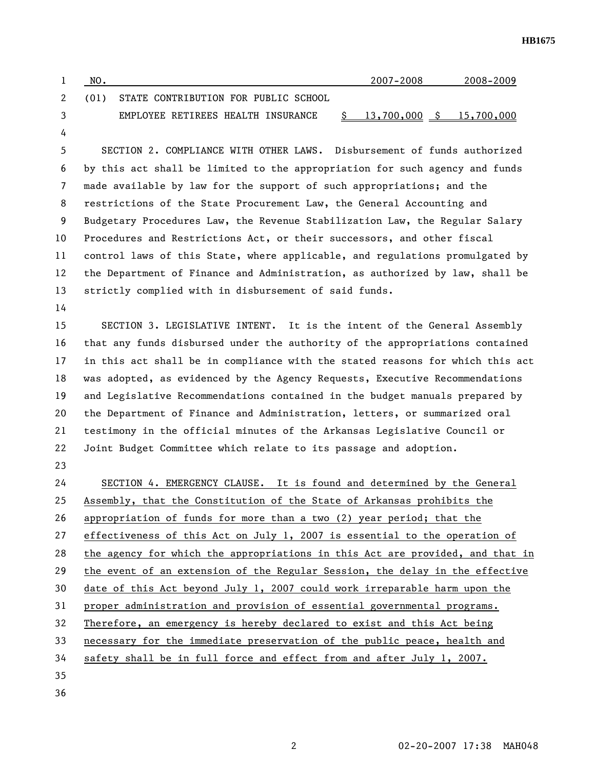| NO. | | 2007-2008 | 2008-2009 |
|---|---|---|---|
| (01) | STATE CONTRIBUTION FOR PUBLIC SCHOOL EMPLOYEE RETIREES HEALTH INSURANCE | $ 13,700,000 | $ 15,700,000 |

SECTION 2. COMPLIANCE WITH OTHER LAWS. Disbursement of funds authorized by this act shall be limited to the appropriation for such agency and funds made available by law for the support of such appropriations; and the restrictions of the State Procurement Law, the General Accounting and Budgetary Procedures Law, the Revenue Stabilization Law, the Regular Salary Procedures and Restrictions Act, or their successors, and other fiscal control laws of this State, where applicable, and regulations promulgated by the Department of Finance and Administration, as authorized by law, shall be strictly complied with in disbursement of said funds.

SECTION 3. LEGISLATIVE INTENT. It is the intent of the General Assembly that any funds disbursed under the authority of the appropriations contained in this act shall be in compliance with the stated reasons for which this act was adopted, as evidenced by the Agency Requests, Executive Recommendations and Legislative Recommendations contained in the budget manuals prepared by the Department of Finance and Administration, letters, or summarized oral testimony in the official minutes of the Arkansas Legislative Council or Joint Budget Committee which relate to its passage and adoption.

SECTION 4. EMERGENCY CLAUSE. It is found and determined by the General Assembly, that the Constitution of the State of Arkansas prohibits the appropriation of funds for more than a two (2) year period; that the effectiveness of this Act on July 1, 2007 is essential to the operation of the agency for which the appropriations in this Act are provided, and that in the event of an extension of the Regular Session, the delay in the effective date of this Act beyond July 1, 2007 could work irreparable harm upon the proper administration and provision of essential governmental programs. Therefore, an emergency is hereby declared to exist and this Act being necessary for the immediate preservation of the public peace, health and safety shall be in full force and effect from and after July 1, 2007.